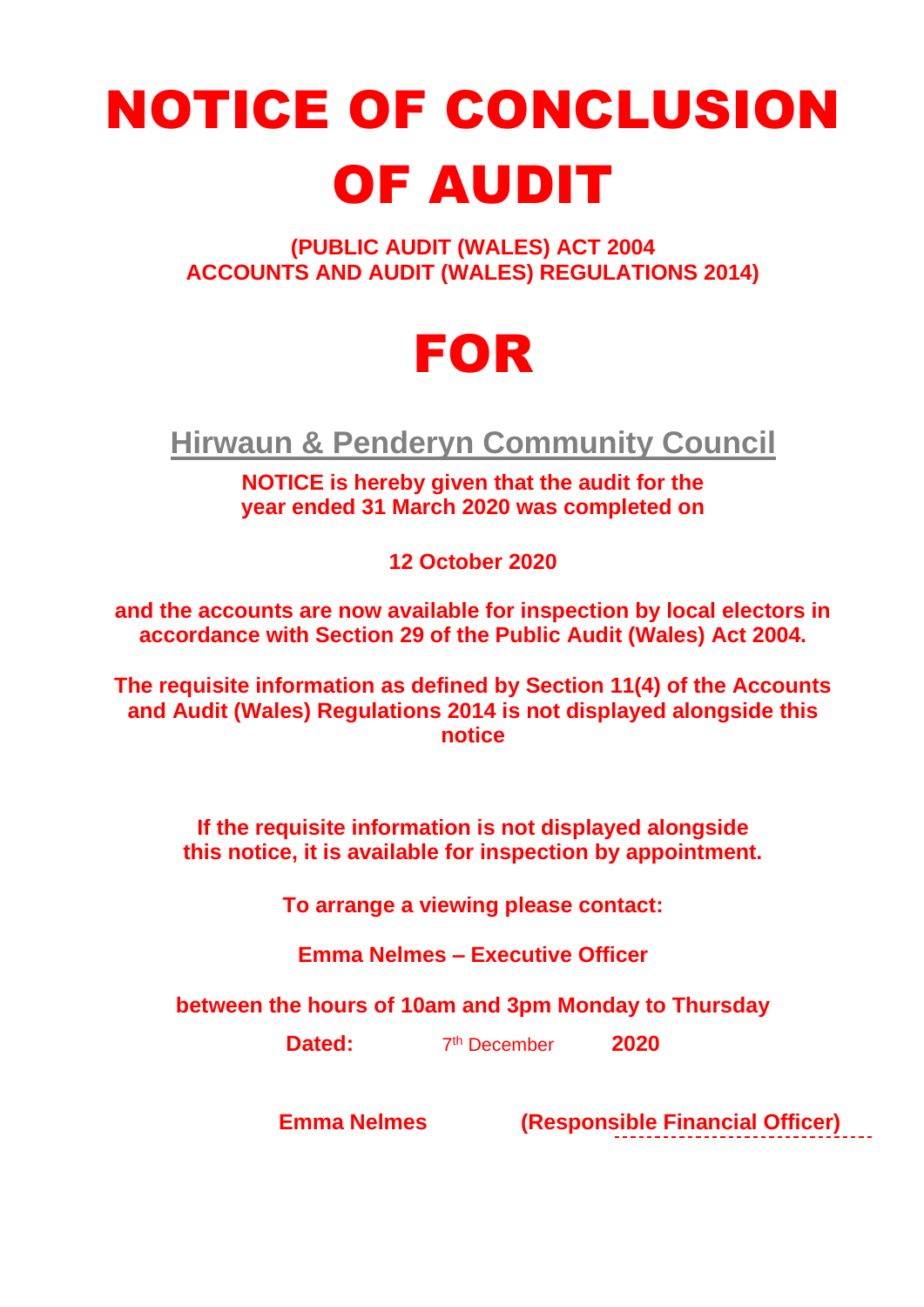# NOTICE OF CONCLUSION OF AUDIT

**(PUBLIC AUDIT (WALES) ACT 2004**
**ACCOUNTS AND AUDIT (WALES) REGULATIONS 2014)**

# FOR

## Hirwaun & Penderyn Community Council

**NOTICE is hereby given that the audit for the year ended 31 March 2020 was completed on**

**12 October 2020**

**and the accounts are now available for inspection by local electors in accordance with Section 29 of the Public Audit (Wales) Act 2004.**

**The requisite information as defined by Section 11(4) of the Accounts and Audit (Wales) Regulations 2014 is not displayed alongside this notice**

**If the requisite information is not displayed alongside this notice, it is available for inspection by appointment.**

**To arrange a viewing please contact:**

**Emma Nelmes – Executive Officer**

**between the hours of 10am and 3pm Monday to Thursday**

**Dated:** 7th December **2020**

**Emma Nelmes** **(Responsible Financial Officer)**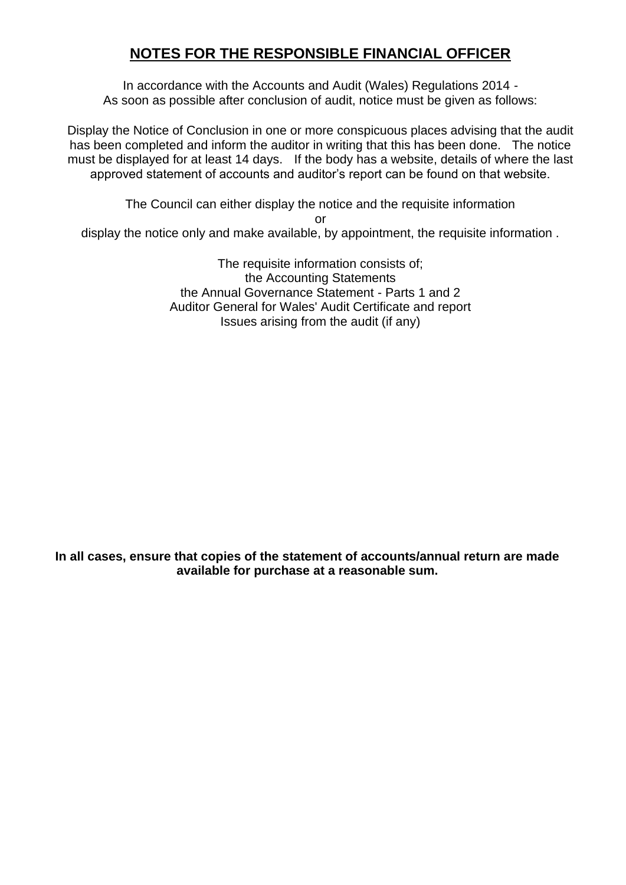# NOTES FOR THE RESPONSIBLE FINANCIAL OFFICER

In accordance with the Accounts and Audit (Wales) Regulations 2014 -
As soon as possible after conclusion of audit, notice must be given as follows:

Display the Notice of Conclusion in one or more conspicuous places advising that the audit has been completed and inform the auditor in writing that this has been done. The notice must be displayed for at least 14 days. If the body has a website, details of where the last approved statement of accounts and auditor's report can be found on that website.

The Council can either display the notice and the requisite information

or

display the notice only and make available, by appointment, the requisite information .

The requisite information consists of;
the Accounting Statements
the Annual Governance Statement - Parts 1 and 2
Auditor General for Wales' Audit Certificate and report
Issues arising from the audit (if any)

**In all cases, ensure that copies of the statement of accounts/annual return are made available for purchase at a reasonable sum.**